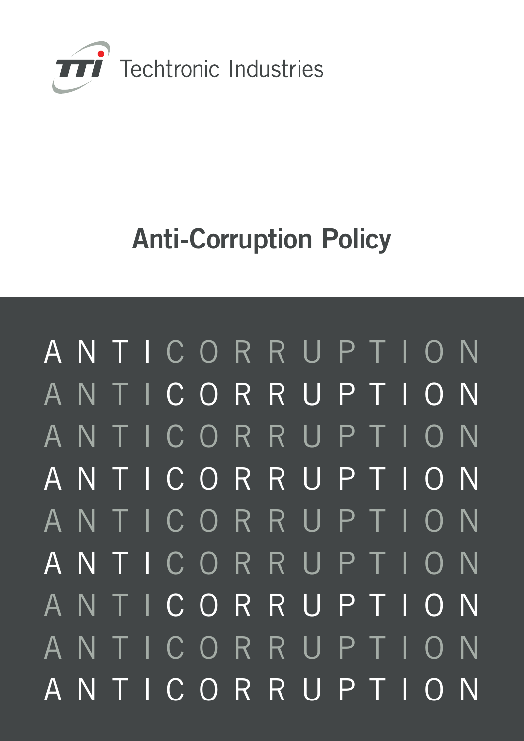Techtronic Industries

# Anti-Corruption Policy

ANTICORRUPTION
ANTICORRUPTION
ANTICORRUPTION
ANTICORRUPTION
ANTICORRUPTION
ANTICORRUPTION
ANTICORRUPTION
ANTICORRUPTION
ANTICORRUPTION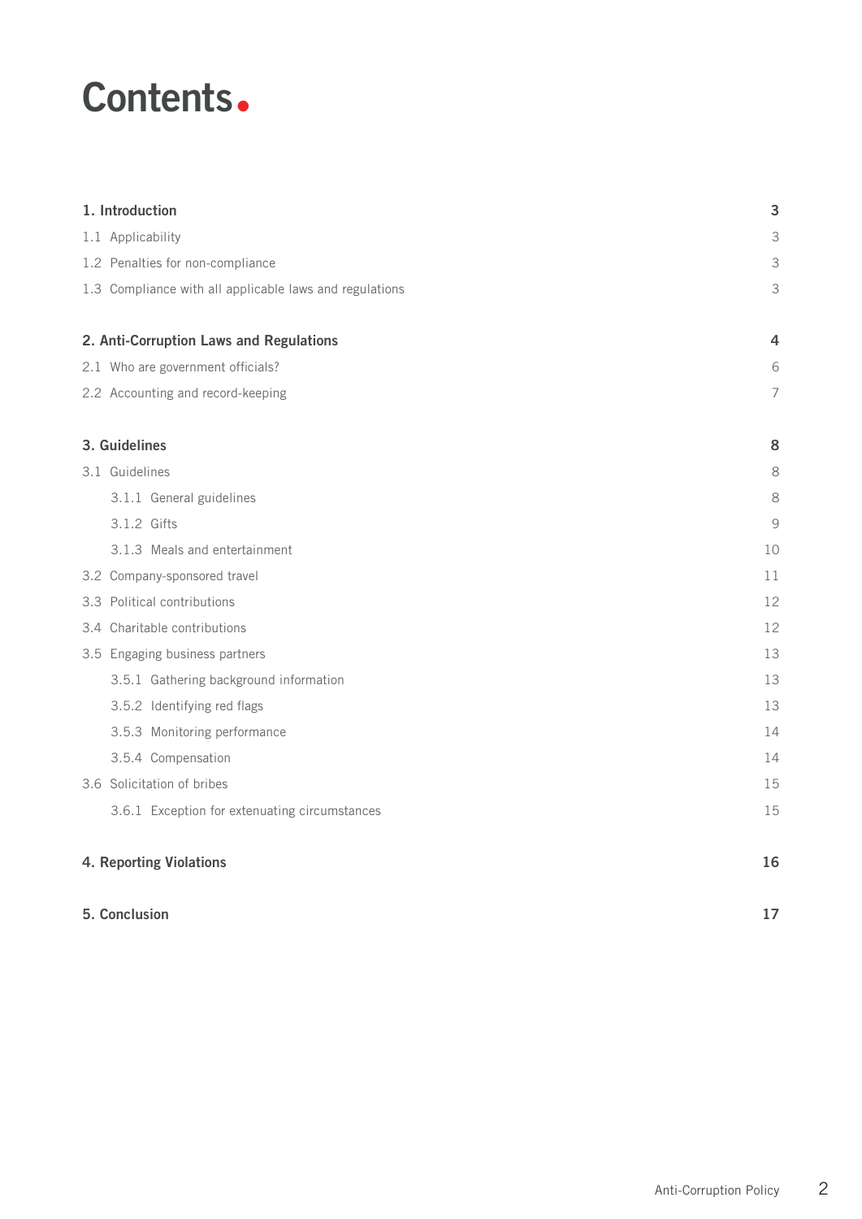# Contents

| | |
|---|---|
| **1. Introduction** | **3** |
| 1.1 Applicability | 3 |
| 1.2 Penalties for non-compliance | 3 |
| 1.3 Compliance with all applicable laws and regulations | 3 |
| **2. Anti-Corruption Laws and Regulations** | **4** |
| 2.1 Who are government officials? | 6 |
| 2.2 Accounting and record-keeping | 7 |
| **3. Guidelines** | **8** |
| 3.1 Guidelines | 8 |
| 3.1.1 General guidelines | 8 |
| 3.1.2 Gifts | 9 |
| 3.1.3 Meals and entertainment | 10 |
| 3.2 Company-sponsored travel | 11 |
| 3.3 Political contributions | 12 |
| 3.4 Charitable contributions | 12 |
| 3.5 Engaging business partners | 13 |
| 3.5.1 Gathering background information | 13 |
| 3.5.2 Identifying red flags | 13 |
| 3.5.3 Monitoring performance | 14 |
| 3.5.4 Compensation | 14 |
| 3.6 Solicitation of bribes | 15 |
| 3.6.1 Exception for extenuating circumstances | 15 |
| **4. Reporting Violations** | **16** |
| **5. Conclusion** | **17** |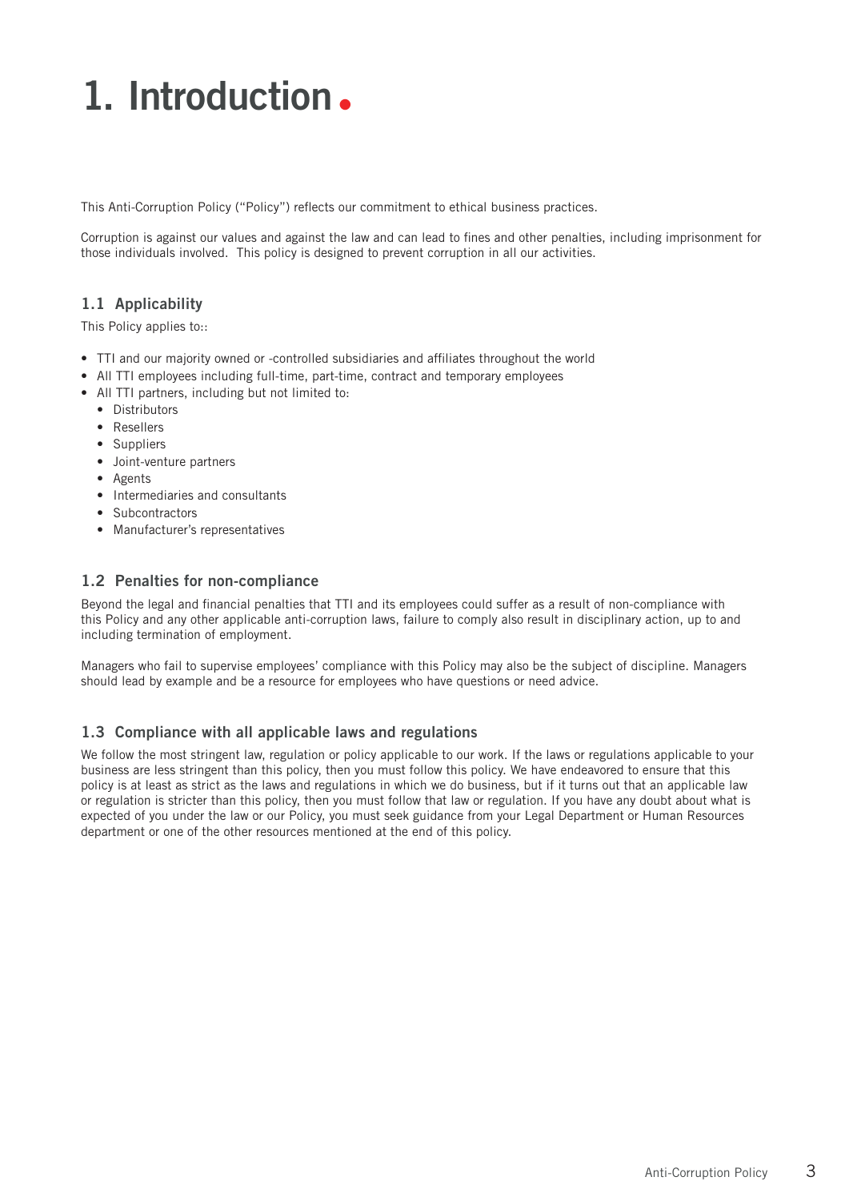# 1. Introduction.

This Anti-Corruption Policy ("Policy") reflects our commitment to ethical business practices.

Corruption is against our values and against the law and can lead to fines and other penalties, including imprisonment for those individuals involved. This policy is designed to prevent corruption in all our activities.

## 1.1 Applicability

This Policy applies to::

- TTI and our majority owned or -controlled subsidiaries and affiliates throughout the world
- All TTI employees including full-time, part-time, contract and temporary employees
- All TTI partners, including but not limited to:
  - Distributors
  - Resellers
  - Suppliers
  - Joint-venture partners
  - Agents
  - Intermediaries and consultants
  - Subcontractors
  - Manufacturer's representatives

## 1.2 Penalties for non-compliance

Beyond the legal and financial penalties that TTI and its employees could suffer as a result of non-compliance with this Policy and any other applicable anti-corruption laws, failure to comply also result in disciplinary action, up to and including termination of employment.

Managers who fail to supervise employees' compliance with this Policy may also be the subject of discipline. Managers should lead by example and be a resource for employees who have questions or need advice.

## 1.3 Compliance with all applicable laws and regulations

We follow the most stringent law, regulation or policy applicable to our work. If the laws or regulations applicable to your business are less stringent than this policy, then you must follow this policy. We have endeavored to ensure that this policy is at least as strict as the laws and regulations in which we do business, but if it turns out that an applicable law or regulation is stricter than this policy, then you must follow that law or regulation. If you have any doubt about what is expected of you under the law or our Policy, you must seek guidance from your Legal Department or Human Resources department or one of the other resources mentioned at the end of this policy.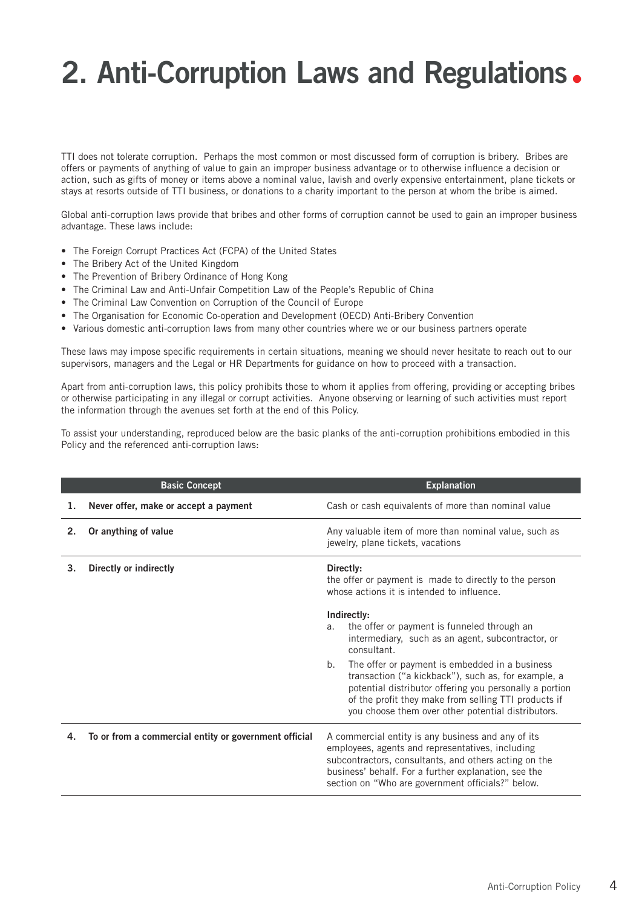# 2. Anti-Corruption Laws and Regulations

TTI does not tolerate corruption. Perhaps the most common or most discussed form of corruption is bribery. Bribes are offers or payments of anything of value to gain an improper business advantage or to otherwise influence a decision or action, such as gifts of money or items above a nominal value, lavish and overly expensive entertainment, plane tickets or stays at resorts outside of TTI business, or donations to a charity important to the person at whom the bribe is aimed.

Global anti-corruption laws provide that bribes and other forms of corruption cannot be used to gain an improper business advantage. These laws include:

- The Foreign Corrupt Practices Act (FCPA) of the United States
- The Bribery Act of the United Kingdom
- The Prevention of Bribery Ordinance of Hong Kong
- The Criminal Law and Anti-Unfair Competition Law of the People's Republic of China
- The Criminal Law Convention on Corruption of the Council of Europe
- The Organisation for Economic Co-operation and Development (OECD) Anti-Bribery Convention
- Various domestic anti-corruption laws from many other countries where we or our business partners operate

These laws may impose specific requirements in certain situations, meaning we should never hesitate to reach out to our supervisors, managers and the Legal or HR Departments for guidance on how to proceed with a transaction.

Apart from anti-corruption laws, this policy prohibits those to whom it applies from offering, providing or accepting bribes or otherwise participating in any illegal or corrupt activities. Anyone observing or learning of such activities must report the information through the avenues set forth at the end of this Policy.

To assist your understanding, reproduced below are the basic planks of the anti-corruption prohibitions embodied in this Policy and the referenced anti-corruption laws:

| | Basic Concept | Explanation |
|---|---|---|
| 1. | **Never offer, make or accept a payment** | Cash or cash equivalents of more than nominal value |
| 2. | **Or anything of value** | Any valuable item of more than nominal value, such as jewelry, plane tickets, vacations |
| 3. | **Directly or indirectly** | **Directly:** the offer or payment is made to directly to the person whose actions it is intended to influence. **Indirectly:** a. the offer or payment is funneled through an intermediary, such as an agent, subcontractor, or consultant. b. The offer or payment is embedded in a business transaction ("a kickback"), such as, for example, a potential distributor offering you personally a portion of the profit they make from selling TTI products if you choose them over other potential distributors. |
| 4. | **To or from a commercial entity or government official** | A commercial entity is any business and any of its employees, agents and representatives, including subcontractors, consultants, and others acting on the business' behalf. For a further explanation, see the section on "Who are government officials?" below. |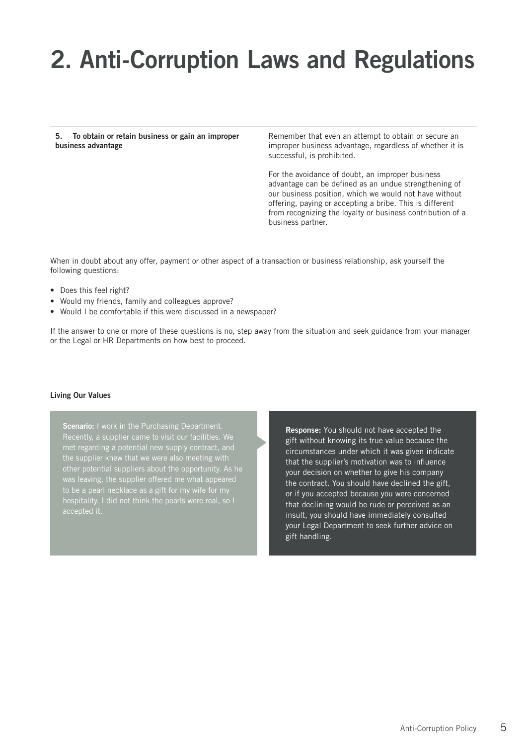# 2. Anti-Corruption Laws and Regulations

| **5. To obtain or retain business or gain an improper business advantage** | Remember that even an attempt to obtain or secure an improper business advantage, regardless of whether it is successful, is prohibited.<br><br>For the avoidance of doubt, an improper business advantage can be defined as an undue strengthening of our business position, which we would not have without offering, paying or accepting a bribe. This is different from recognizing the loyalty or business contribution of a business partner. |
|---|---|

When in doubt about any offer, payment or other aspect of a transaction or business relationship, ask yourself the following questions:

- Does this feel right?
- Would my friends, family and colleagues approve?
- Would I be comfortable if this were discussed in a newspaper?

If the answer to one or more of these questions is no, step away from the situation and seek guidance from your manager or the Legal or HR Departments on how best to proceed.

**Living Our Values**

**Scenario:** I work in the Purchasing Department. Recently, a supplier came to visit our facilities. We met regarding a potential new supply contract, and the supplier knew that we were also meeting with other potential suppliers about the opportunity. As he was leaving, the supplier offered me what appeared to be a pearl necklace as a gift for my wife for my hospitality. I did not think the pearls were real, so I accepted it.

**Response:** You should not have accepted the gift without knowing its true value because the circumstances under which it was given indicate that the supplier's motivation was to influence your decision on whether to give his company the contract. You should have declined the gift, or if you accepted because you were concerned that declining would be rude or perceived as an insult, you should have immediately consulted your Legal Department to seek further advice on gift handling.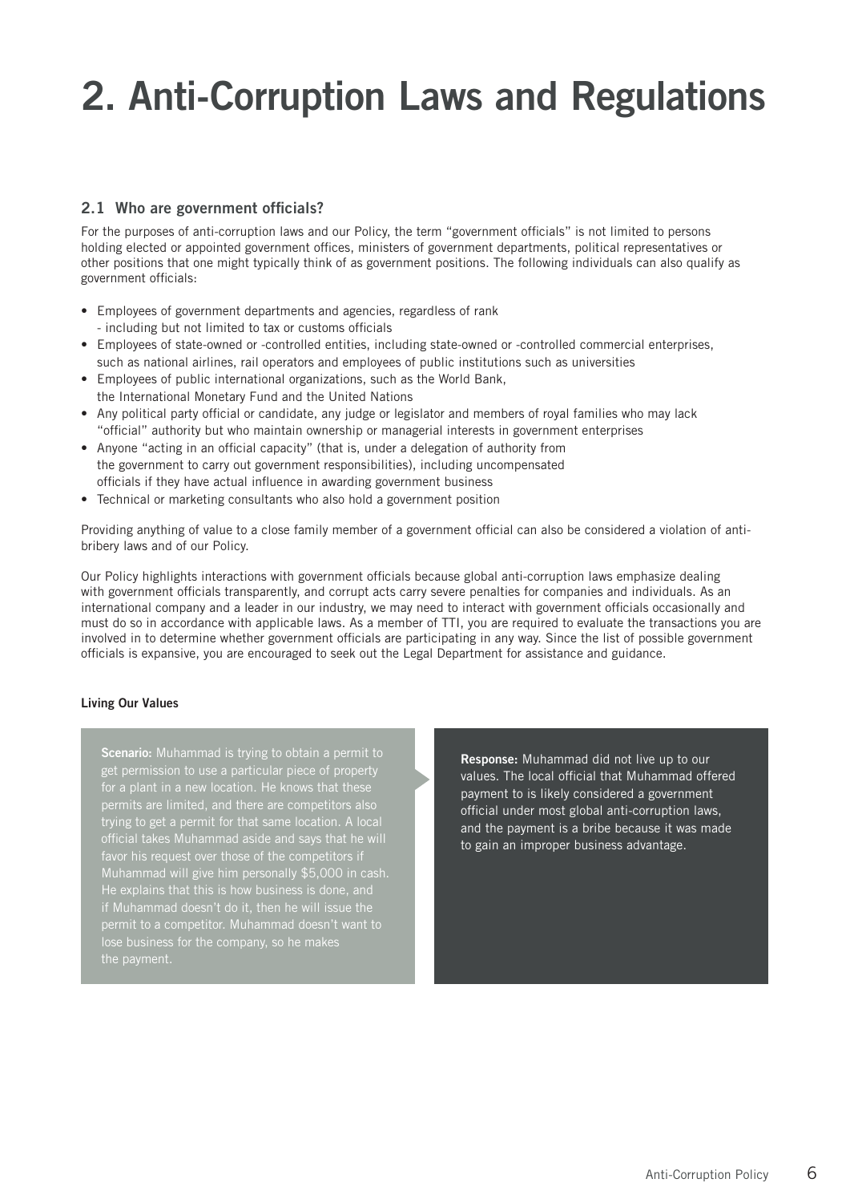# 2. Anti-Corruption Laws and Regulations

## 2.1 Who are government officials?

For the purposes of anti-corruption laws and our Policy, the term "government officials" is not limited to persons holding elected or appointed government offices, ministers of government departments, political representatives or other positions that one might typically think of as government positions. The following individuals can also qualify as government officials:

- Employees of government departments and agencies, regardless of rank
  - including but not limited to tax or customs officials
- Employees of state-owned or -controlled entities, including state-owned or -controlled commercial enterprises, such as national airlines, rail operators and employees of public institutions such as universities
- Employees of public international organizations, such as the World Bank, the International Monetary Fund and the United Nations
- Any political party official or candidate, any judge or legislator and members of royal families who may lack "official" authority but who maintain ownership or managerial interests in government enterprises
- Anyone "acting in an official capacity" (that is, under a delegation of authority from the government to carry out government responsibilities), including uncompensated officials if they have actual influence in awarding government business
- Technical or marketing consultants who also hold a government position

Providing anything of value to a close family member of a government official can also be considered a violation of anti-bribery laws and of our Policy.

Our Policy highlights interactions with government officials because global anti-corruption laws emphasize dealing with government officials transparently, and corrupt acts carry severe penalties for companies and individuals. As an international company and a leader in our industry, we may need to interact with government officials occasionally and must do so in accordance with applicable laws. As a member of TTI, you are required to evaluate the transactions you are involved in to determine whether government officials are participating in any way. Since the list of possible government officials is expansive, you are encouraged to seek out the Legal Department for assistance and guidance.

**Living Our Values**

**Scenario:** Muhammad is trying to obtain a permit to get permission to use a particular piece of property for a plant in a new location. He knows that these permits are limited, and there are competitors also trying to get a permit for that same location. A local official takes Muhammad aside and says that he will favor his request over those of the competitors if Muhammad will give him personally $5,000 in cash. He explains that this is how business is done, and if Muhammad doesn't do it, then he will issue the permit to a competitor. Muhammad doesn't want to lose business for the company, so he makes the payment.

**Response:** Muhammad did not live up to our values. The local official that Muhammad offered payment to is likely considered a government official under most global anti-corruption laws, and the payment is a bribe because it was made to gain an improper business advantage.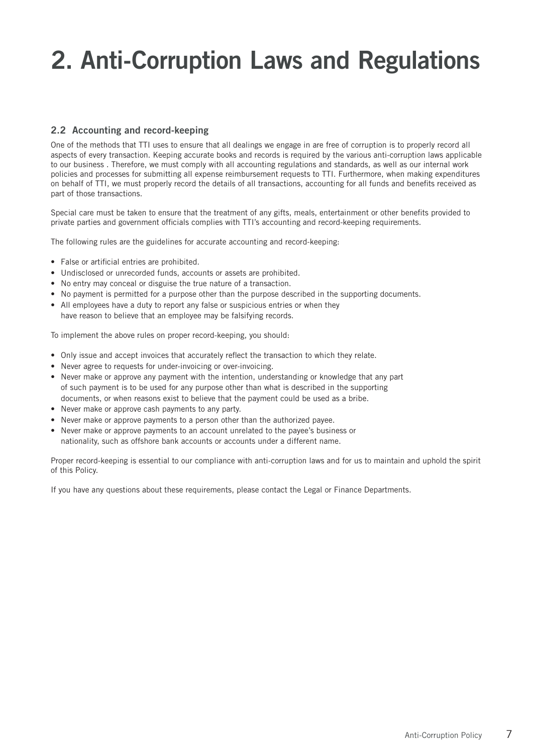# 2. Anti-Corruption Laws and Regulations

### 2.2 Accounting and record-keeping

One of the methods that TTI uses to ensure that all dealings we engage in are free of corruption is to properly record all aspects of every transaction. Keeping accurate books and records is required by the various anti-corruption laws applicable to our business . Therefore, we must comply with all accounting regulations and standards, as well as our internal work policies and processes for submitting all expense reimbursement requests to TTI. Furthermore, when making expenditures on behalf of TTI, we must properly record the details of all transactions, accounting for all funds and benefits received as part of those transactions.

Special care must be taken to ensure that the treatment of any gifts, meals, entertainment or other benefits provided to private parties and government officials complies with TTI's accounting and record-keeping requirements.

The following rules are the guidelines for accurate accounting and record-keeping:

- False or artificial entries are prohibited.
- Undisclosed or unrecorded funds, accounts or assets are prohibited.
- No entry may conceal or disguise the true nature of a transaction.
- No payment is permitted for a purpose other than the purpose described in the supporting documents.
- All employees have a duty to report any false or suspicious entries or when they have reason to believe that an employee may be falsifying records.

To implement the above rules on proper record-keeping, you should:

- Only issue and accept invoices that accurately reflect the transaction to which they relate.
- Never agree to requests for under-invoicing or over-invoicing.
- Never make or approve any payment with the intention, understanding or knowledge that any part of such payment is to be used for any purpose other than what is described in the supporting documents, or when reasons exist to believe that the payment could be used as a bribe.
- Never make or approve cash payments to any party.
- Never make or approve payments to a person other than the authorized payee.
- Never make or approve payments to an account unrelated to the payee's business or nationality, such as offshore bank accounts or accounts under a different name.

Proper record-keeping is essential to our compliance with anti-corruption laws and for us to maintain and uphold the spirit of this Policy.

If you have any questions about these requirements, please contact the Legal or Finance Departments.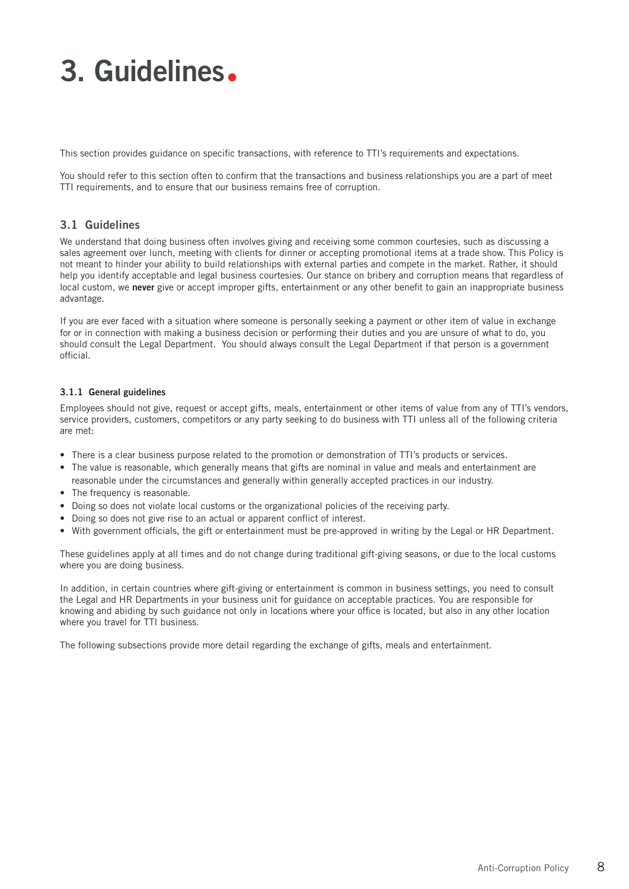# 3. Guidelines.

This section provides guidance on specific transactions, with reference to TTI's requirements and expectations.

You should refer to this section often to confirm that the transactions and business relationships you are a part of meet TTI requirements, and to ensure that our business remains free of corruption.

## 3.1 Guidelines

We understand that doing business often involves giving and receiving some common courtesies, such as discussing a sales agreement over lunch, meeting with clients for dinner or accepting promotional items at a trade show. This Policy is not meant to hinder your ability to build relationships with external parties and compete in the market. Rather, it should help you identify acceptable and legal business courtesies. Our stance on bribery and corruption means that regardless of local custom, we **never** give or accept improper gifts, entertainment or any other benefit to gain an inappropriate business advantage.

If you are ever faced with a situation where someone is personally seeking a payment or other item of value in exchange for or in connection with making a business decision or performing their duties and you are unsure of what to do, you should consult the Legal Department. You should always consult the Legal Department if that person is a government official.

### 3.1.1 General guidelines

Employees should not give, request or accept gifts, meals, entertainment or other items of value from any of TTI's vendors, service providers, customers, competitors or any party seeking to do business with TTI unless all of the following criteria are met:

- There is a clear business purpose related to the promotion or demonstration of TTI's products or services.
- The value is reasonable, which generally means that gifts are nominal in value and meals and entertainment are reasonable under the circumstances and generally within generally accepted practices in our industry.
- The frequency is reasonable.
- Doing so does not violate local customs or the organizational policies of the receiving party.
- Doing so does not give rise to an actual or apparent conflict of interest.
- With government officials, the gift or entertainment must be pre-approved in writing by the Legal or HR Department.

These guidelines apply at all times and do not change during traditional gift-giving seasons, or due to the local customs where you are doing business.

In addition, in certain countries where gift-giving or entertainment is common in business settings, you need to consult the Legal and HR Departments in your business unit for guidance on acceptable practices. You are responsible for knowing and abiding by such guidance not only in locations where your office is located, but also in any other location where you travel for TTI business.

The following subsections provide more detail regarding the exchange of gifts, meals and entertainment.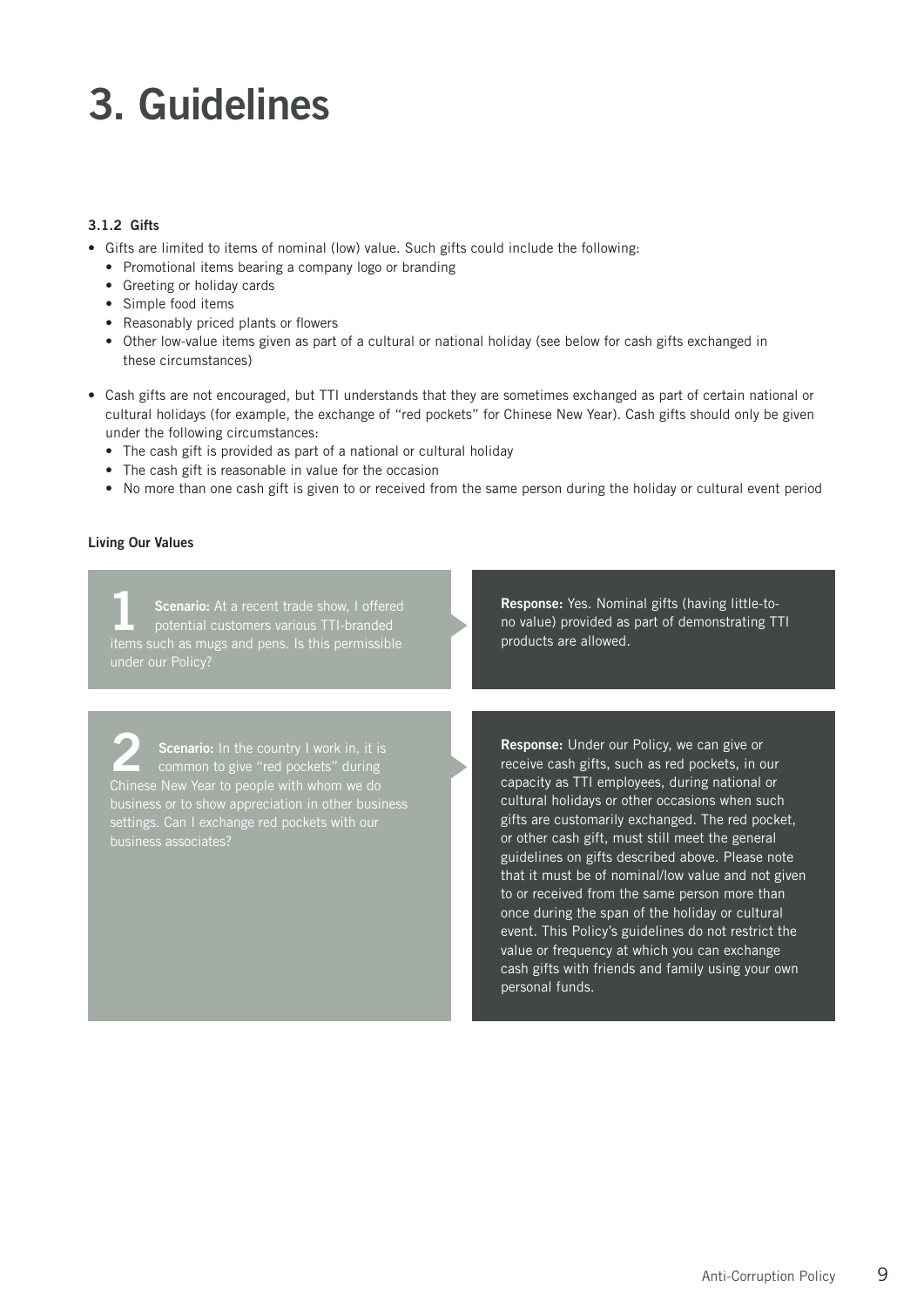# 3. Guidelines

### 3.1.2 Gifts

- Gifts are limited to items of nominal (low) value. Such gifts could include the following:
  - Promotional items bearing a company logo or branding
  - Greeting or holiday cards
  - Simple food items
  - Reasonably priced plants or flowers
  - Other low-value items given as part of a cultural or national holiday (see below for cash gifts exchanged in these circumstances)
- Cash gifts are not encouraged, but TTI understands that they are sometimes exchanged as part of certain national or cultural holidays (for example, the exchange of "red pockets" for Chinese New Year). Cash gifts should only be given under the following circumstances:
  - The cash gift is provided as part of a national or cultural holiday
  - The cash gift is reasonable in value for the occasion
  - No more than one cash gift is given to or received from the same person during the holiday or cultural event period

**Living Our Values**

**1** **Scenario:** At a recent trade show, I offered potential customers various TTI-branded items such as mugs and pens. Is this permissible under our Policy?

**Response:** Yes. Nominal gifts (having little-to-no value) provided as part of demonstrating TTI products are allowed.

**2** **Scenario:** In the country I work in, it is common to give "red pockets" during Chinese New Year to people with whom we do business or to show appreciation in other business settings. Can I exchange red pockets with our business associates?

**Response:** Under our Policy, we can give or receive cash gifts, such as red pockets, in our capacity as TTI employees, during national or cultural holidays or other occasions when such gifts are customarily exchanged. The red pocket, or other cash gift, must still meet the general guidelines on gifts described above. Please note that it must be of nominal/low value and not given to or received from the same person more than once during the span of the holiday or cultural event. This Policy's guidelines do not restrict the value or frequency at which you can exchange cash gifts with friends and family using your own personal funds.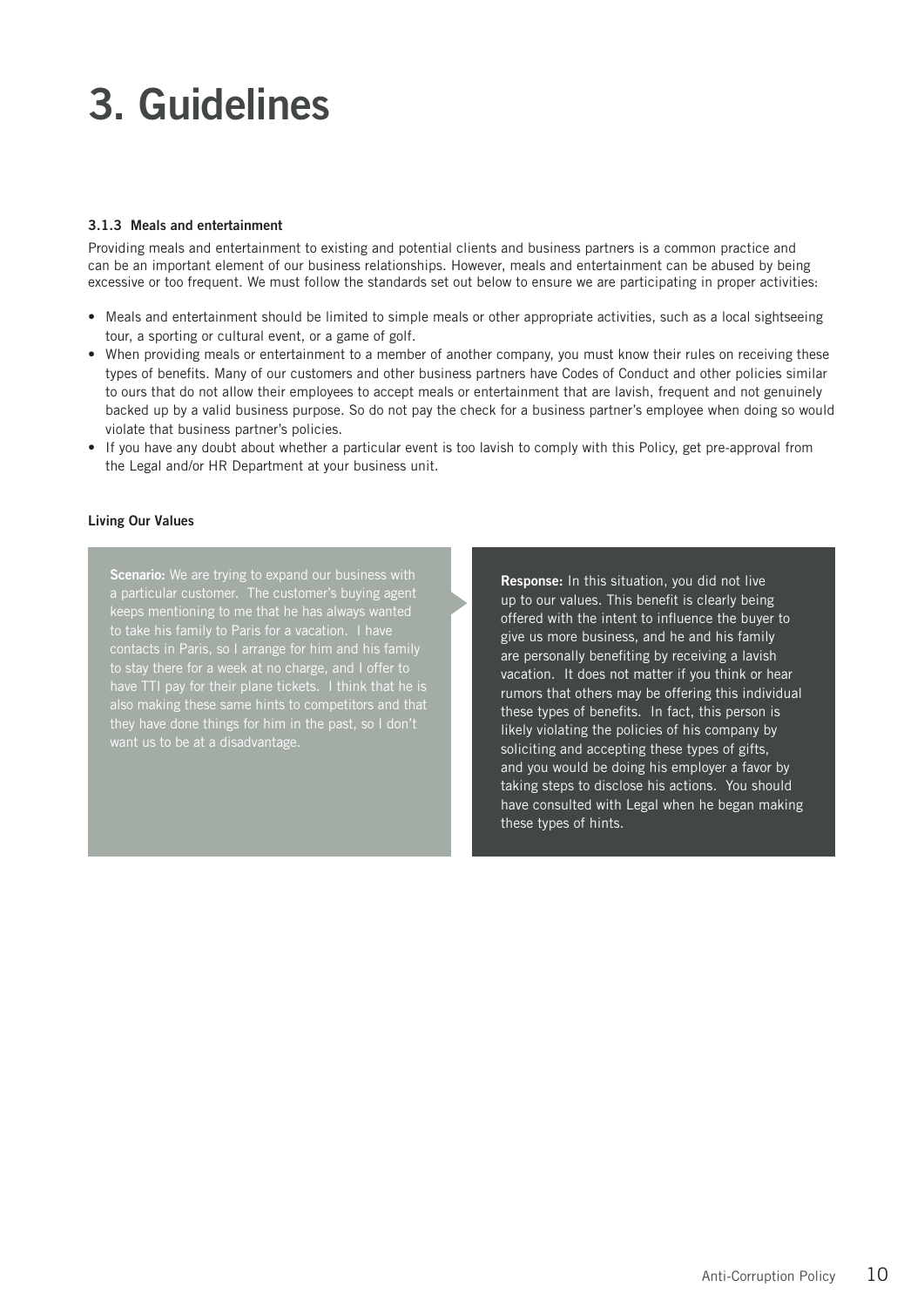# 3. Guidelines

### 3.1.3 Meals and entertainment

Providing meals and entertainment to existing and potential clients and business partners is a common practice and can be an important element of our business relationships. However, meals and entertainment can be abused by being excessive or too frequent. We must follow the standards set out below to ensure we are participating in proper activities:

- Meals and entertainment should be limited to simple meals or other appropriate activities, such as a local sightseeing tour, a sporting or cultural event, or a game of golf.
- When providing meals or entertainment to a member of another company, you must know their rules on receiving these types of benefits. Many of our customers and other business partners have Codes of Conduct and other policies similar to ours that do not allow their employees to accept meals or entertainment that are lavish, frequent and not genuinely backed up by a valid business purpose. So do not pay the check for a business partner's employee when doing so would violate that business partner's policies.
- If you have any doubt about whether a particular event is too lavish to comply with this Policy, get pre-approval from the Legal and/or HR Department at your business unit.

**Living Our Values**

**Scenario:** We are trying to expand our business with a particular customer. The customer's buying agent keeps mentioning to me that he has always wanted to take his family to Paris for a vacation. I have contacts in Paris, so I arrange for him and his family to stay there for a week at no charge, and I offer to have TTI pay for their plane tickets. I think that he is also making these same hints to competitors and that they have done things for him in the past, so I don't want us to be at a disadvantage.

**Response:** In this situation, you did not live up to our values. This benefit is clearly being offered with the intent to influence the buyer to give us more business, and he and his family are personally benefiting by receiving a lavish vacation. It does not matter if you think or hear rumors that others may be offering this individual these types of benefits. In fact, this person is likely violating the policies of his company by soliciting and accepting these types of gifts, and you would be doing his employer a favor by taking steps to disclose his actions. You should have consulted with Legal when he began making these types of hints.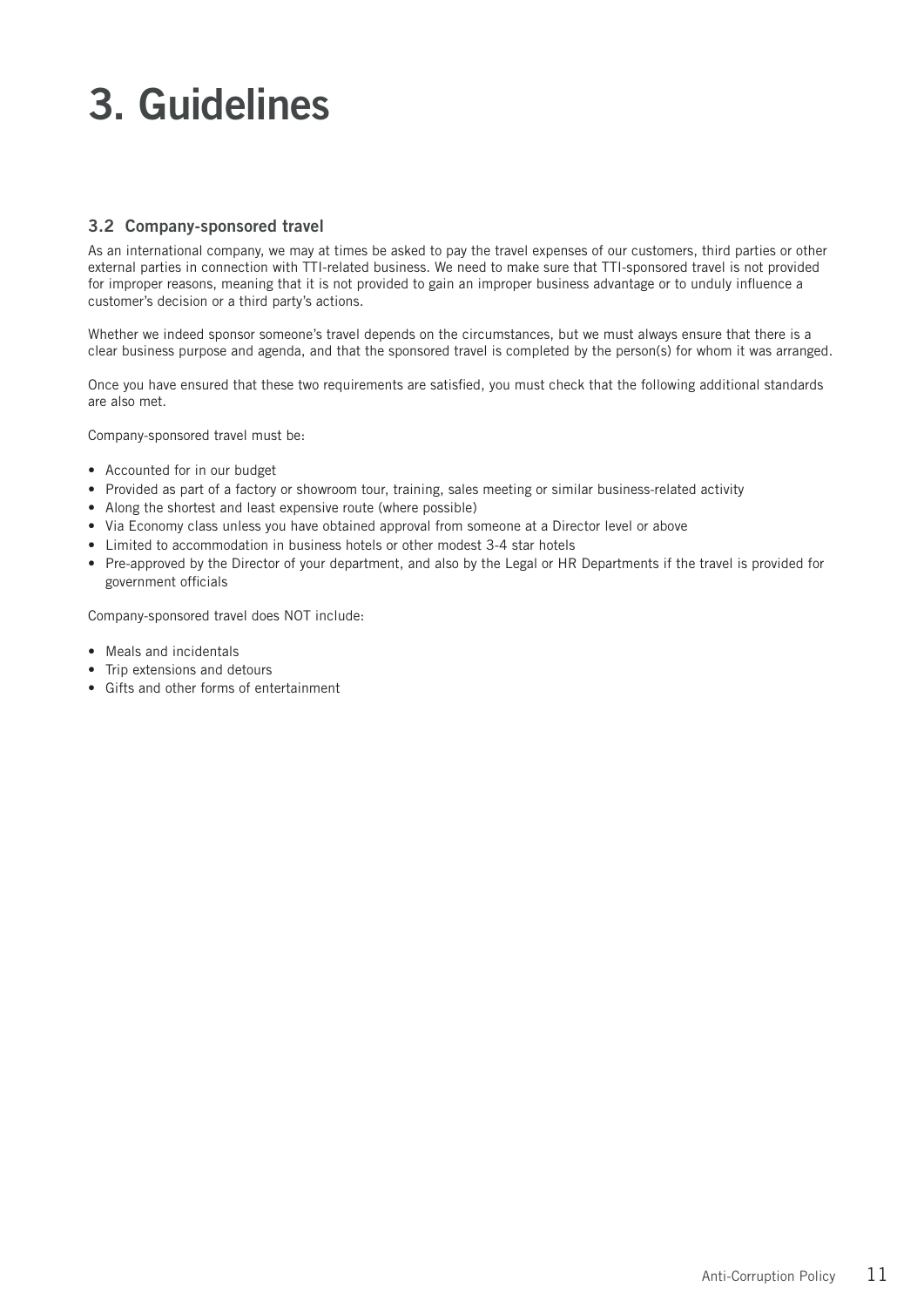# 3. Guidelines

### 3.2 Company-sponsored travel

As an international company, we may at times be asked to pay the travel expenses of our customers, third parties or other external parties in connection with TTI-related business. We need to make sure that TTI-sponsored travel is not provided for improper reasons, meaning that it is not provided to gain an improper business advantage or to unduly influence a customer's decision or a third party's actions.

Whether we indeed sponsor someone's travel depends on the circumstances, but we must always ensure that there is a clear business purpose and agenda, and that the sponsored travel is completed by the person(s) for whom it was arranged.

Once you have ensured that these two requirements are satisfied, you must check that the following additional standards are also met.

Company-sponsored travel must be:

- Accounted for in our budget
- Provided as part of a factory or showroom tour, training, sales meeting or similar business-related activity
- Along the shortest and least expensive route (where possible)
- Via Economy class unless you have obtained approval from someone at a Director level or above
- Limited to accommodation in business hotels or other modest 3-4 star hotels
- Pre-approved by the Director of your department, and also by the Legal or HR Departments if the travel is provided for government officials

Company-sponsored travel does NOT include:

- Meals and incidentals
- Trip extensions and detours
- Gifts and other forms of entertainment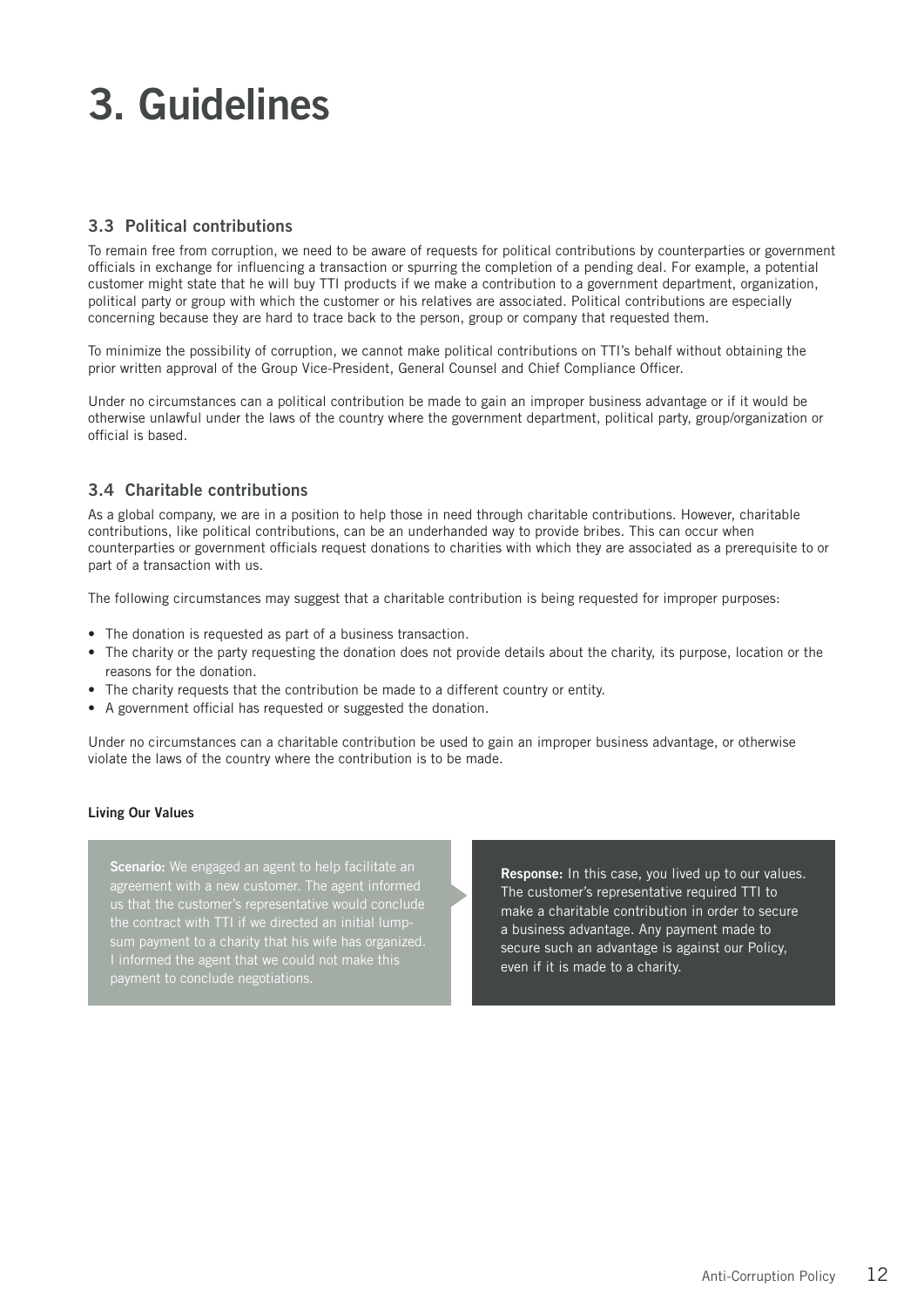# 3. Guidelines

### 3.3 Political contributions

To remain free from corruption, we need to be aware of requests for political contributions by counterparties or government officials in exchange for influencing a transaction or spurring the completion of a pending deal. For example, a potential customer might state that he will buy TTI products if we make a contribution to a government department, organization, political party or group with which the customer or his relatives are associated. Political contributions are especially concerning because they are hard to trace back to the person, group or company that requested them.

To minimize the possibility of corruption, we cannot make political contributions on TTI's behalf without obtaining the prior written approval of the Group Vice-President, General Counsel and Chief Compliance Officer.

Under no circumstances can a political contribution be made to gain an improper business advantage or if it would be otherwise unlawful under the laws of the country where the government department, political party, group/organization or official is based.

### 3.4 Charitable contributions

As a global company, we are in a position to help those in need through charitable contributions. However, charitable contributions, like political contributions, can be an underhanded way to provide bribes. This can occur when counterparties or government officials request donations to charities with which they are associated as a prerequisite to or part of a transaction with us.

The following circumstances may suggest that a charitable contribution is being requested for improper purposes:

- The donation is requested as part of a business transaction.
- The charity or the party requesting the donation does not provide details about the charity, its purpose, location or the reasons for the donation.
- The charity requests that the contribution be made to a different country or entity.
- A government official has requested or suggested the donation.

Under no circumstances can a charitable contribution be used to gain an improper business advantage, or otherwise violate the laws of the country where the contribution is to be made.

**Living Our Values**

**Scenario:** We engaged an agent to help facilitate an agreement with a new customer. The agent informed us that the customer's representative would conclude the contract with TTI if we directed an initial lump-sum payment to a charity that his wife has organized. I informed the agent that we could not make this payment to conclude negotiations.

**Response:** In this case, you lived up to our values. The customer's representative required TTI to make a charitable contribution in order to secure a business advantage. Any payment made to secure such an advantage is against our Policy, even if it is made to a charity.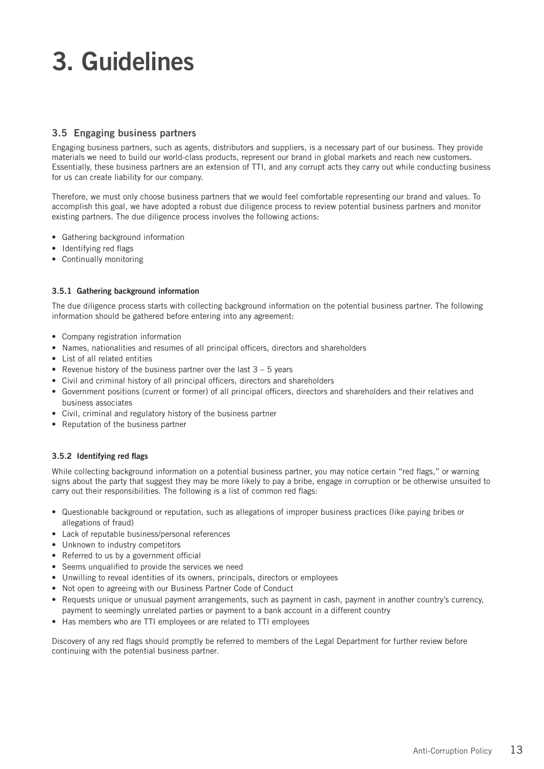# 3. Guidelines

## 3.5 Engaging business partners

Engaging business partners, such as agents, distributors and suppliers, is a necessary part of our business. They provide materials we need to build our world-class products, represent our brand in global markets and reach new customers. Essentially, these business partners are an extension of TTI, and any corrupt acts they carry out while conducting business for us can create liability for our company.

Therefore, we must only choose business partners that we would feel comfortable representing our brand and values. To accomplish this goal, we have adopted a robust due diligence process to review potential business partners and monitor existing partners. The due diligence process involves the following actions:

- Gathering background information
- Identifying red flags
- Continually monitoring

### 3.5.1 Gathering background information

The due diligence process starts with collecting background information on the potential business partner. The following information should be gathered before entering into any agreement:

- Company registration information
- Names, nationalities and resumes of all principal officers, directors and shareholders
- List of all related entities
- Revenue history of the business partner over the last 3 – 5 years
- Civil and criminal history of all principal officers, directors and shareholders
- Government positions (current or former) of all principal officers, directors and shareholders and their relatives and business associates
- Civil, criminal and regulatory history of the business partner
- Reputation of the business partner

### 3.5.2 Identifying red flags

While collecting background information on a potential business partner, you may notice certain "red flags," or warning signs about the party that suggest they may be more likely to pay a bribe, engage in corruption or be otherwise unsuited to carry out their responsibilities. The following is a list of common red flags:

- Questionable background or reputation, such as allegations of improper business practices (like paying bribes or allegations of fraud)
- Lack of reputable business/personal references
- Unknown to industry competitors
- Referred to us by a government official
- Seems unqualified to provide the services we need
- Unwilling to reveal identities of its owners, principals, directors or employees
- Not open to agreeing with our Business Partner Code of Conduct
- Requests unique or unusual payment arrangements, such as payment in cash, payment in another country's currency, payment to seemingly unrelated parties or payment to a bank account in a different country
- Has members who are TTI employees or are related to TTI employees

Discovery of any red flags should promptly be referred to members of the Legal Department for further review before continuing with the potential business partner.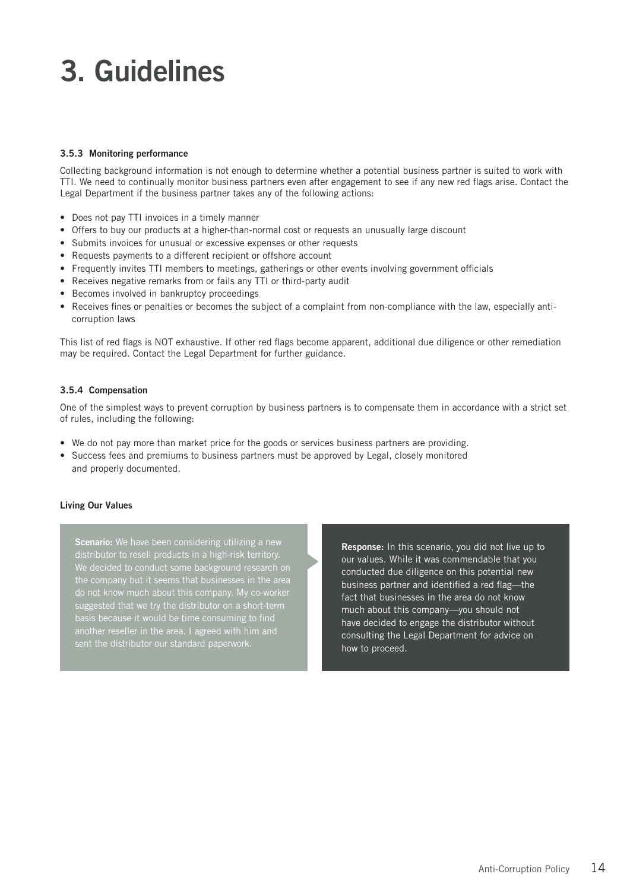# 3. Guidelines

### 3.5.3 Monitoring performance

Collecting background information is not enough to determine whether a potential business partner is suited to work with TTI. We need to continually monitor business partners even after engagement to see if any new red flags arise. Contact the Legal Department if the business partner takes any of the following actions:

- Does not pay TTI invoices in a timely manner
- Offers to buy our products at a higher-than-normal cost or requests an unusually large discount
- Submits invoices for unusual or excessive expenses or other requests
- Requests payments to a different recipient or offshore account
- Frequently invites TTI members to meetings, gatherings or other events involving government officials
- Receives negative remarks from or fails any TTI or third-party audit
- Becomes involved in bankruptcy proceedings
- Receives fines or penalties or becomes the subject of a complaint from non-compliance with the law, especially anti-corruption laws

This list of red flags is NOT exhaustive. If other red flags become apparent, additional due diligence or other remediation may be required. Contact the Legal Department for further guidance.

### 3.5.4 Compensation

One of the simplest ways to prevent corruption by business partners is to compensate them in accordance with a strict set of rules, including the following:

- We do not pay more than market price for the goods or services business partners are providing.
- Success fees and premiums to business partners must be approved by Legal, closely monitored and properly documented.

**Living Our Values**

**Scenario:** We have been considering utilizing a new distributor to resell products in a high-risk territory. We decided to conduct some background research on the company but it seems that businesses in the area do not know much about this company. My co-worker suggested that we try the distributor on a short-term basis because it would be time consuming to find another reseller in the area. I agreed with him and sent the distributor our standard paperwork.

**Response:** In this scenario, you did not live up to our values. While it was commendable that you conducted due diligence on this potential new business partner and identified a red flag—the fact that businesses in the area do not know much about this company—you should not have decided to engage the distributor without consulting the Legal Department for advice on how to proceed.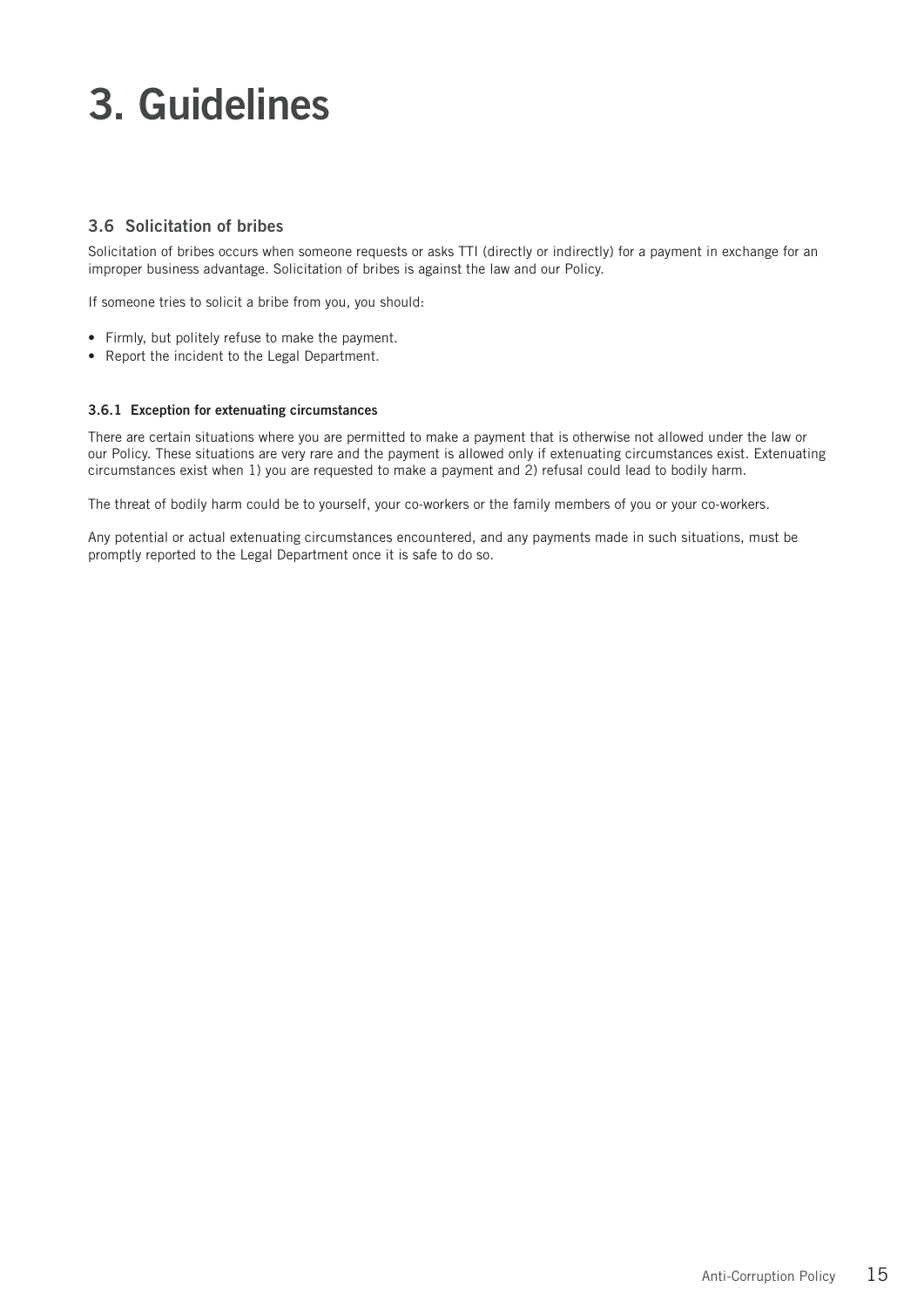# 3. Guidelines

## 3.6 Solicitation of bribes

Solicitation of bribes occurs when someone requests or asks TTI (directly or indirectly) for a payment in exchange for an improper business advantage. Solicitation of bribes is against the law and our Policy.

If someone tries to solicit a bribe from you, you should:

- Firmly, but politely refuse to make the payment.
- Report the incident to the Legal Department.

### 3.6.1 Exception for extenuating circumstances

There are certain situations where you are permitted to make a payment that is otherwise not allowed under the law or our Policy. These situations are very rare and the payment is allowed only if extenuating circumstances exist. Extenuating circumstances exist when 1) you are requested to make a payment and 2) refusal could lead to bodily harm.

The threat of bodily harm could be to yourself, your co-workers or the family members of you or your co-workers.

Any potential or actual extenuating circumstances encountered, and any payments made in such situations, must be promptly reported to the Legal Department once it is safe to do so.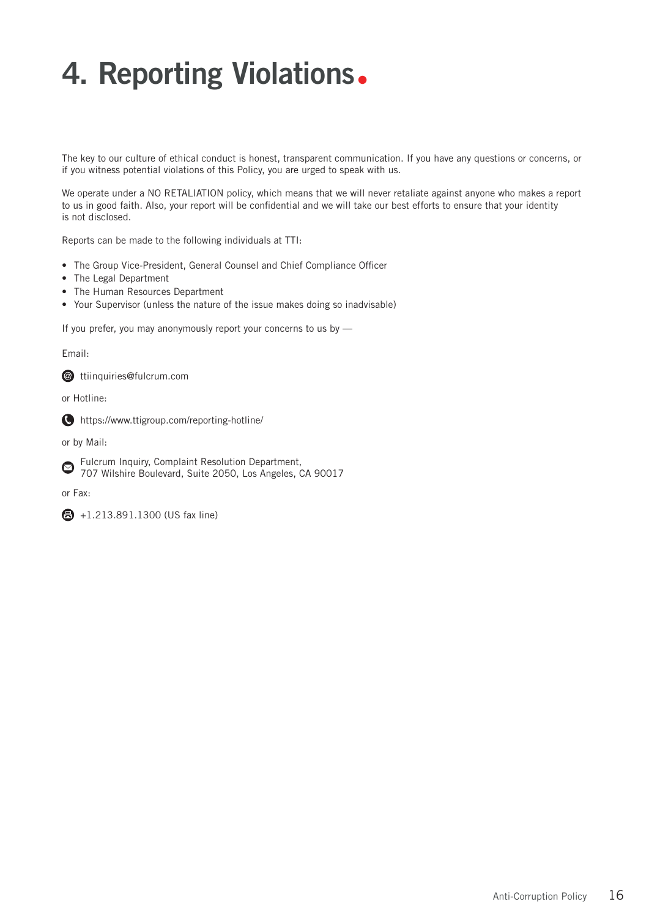# 4. Reporting Violations.

The key to our culture of ethical conduct is honest, transparent communication. If you have any questions or concerns, or if you witness potential violations of this Policy, you are urged to speak with us.

We operate under a NO RETALIATION policy, which means that we will never retaliate against anyone who makes a report to us in good faith. Also, your report will be confidential and we will take our best efforts to ensure that your identity is not disclosed.

Reports can be made to the following individuals at TTI:

- The Group Vice-President, General Counsel and Chief Compliance Officer
- The Legal Department
- The Human Resources Department
- Your Supervisor (unless the nature of the issue makes doing so inadvisable)

If you prefer, you may anonymously report your concerns to us by —

Email:

ttiinquiries@fulcrum.com

or Hotline:

https://www.ttigroup.com/reporting-hotline/

or by Mail:

Fulcrum Inquiry, Complaint Resolution Department,
707 Wilshire Boulevard, Suite 2050, Los Angeles, CA 90017

or Fax:

+1.213.891.1300 (US fax line)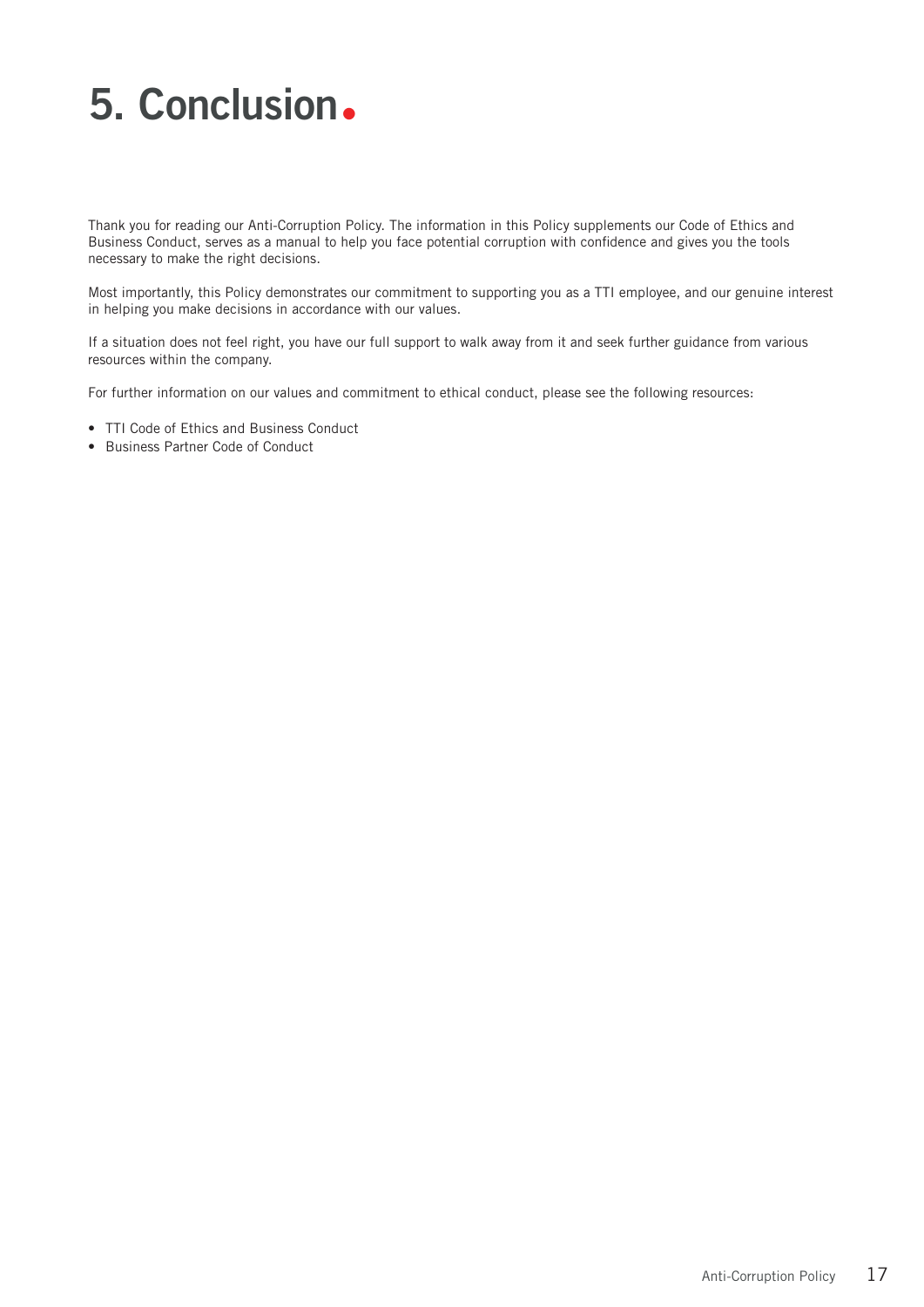# 5. Conclusion.

Thank you for reading our Anti-Corruption Policy. The information in this Policy supplements our Code of Ethics and Business Conduct, serves as a manual to help you face potential corruption with confidence and gives you the tools necessary to make the right decisions.

Most importantly, this Policy demonstrates our commitment to supporting you as a TTI employee, and our genuine interest in helping you make decisions in accordance with our values.

If a situation does not feel right, you have our full support to walk away from it and seek further guidance from various resources within the company.

For further information on our values and commitment to ethical conduct, please see the following resources:

- TTI Code of Ethics and Business Conduct
- Business Partner Code of Conduct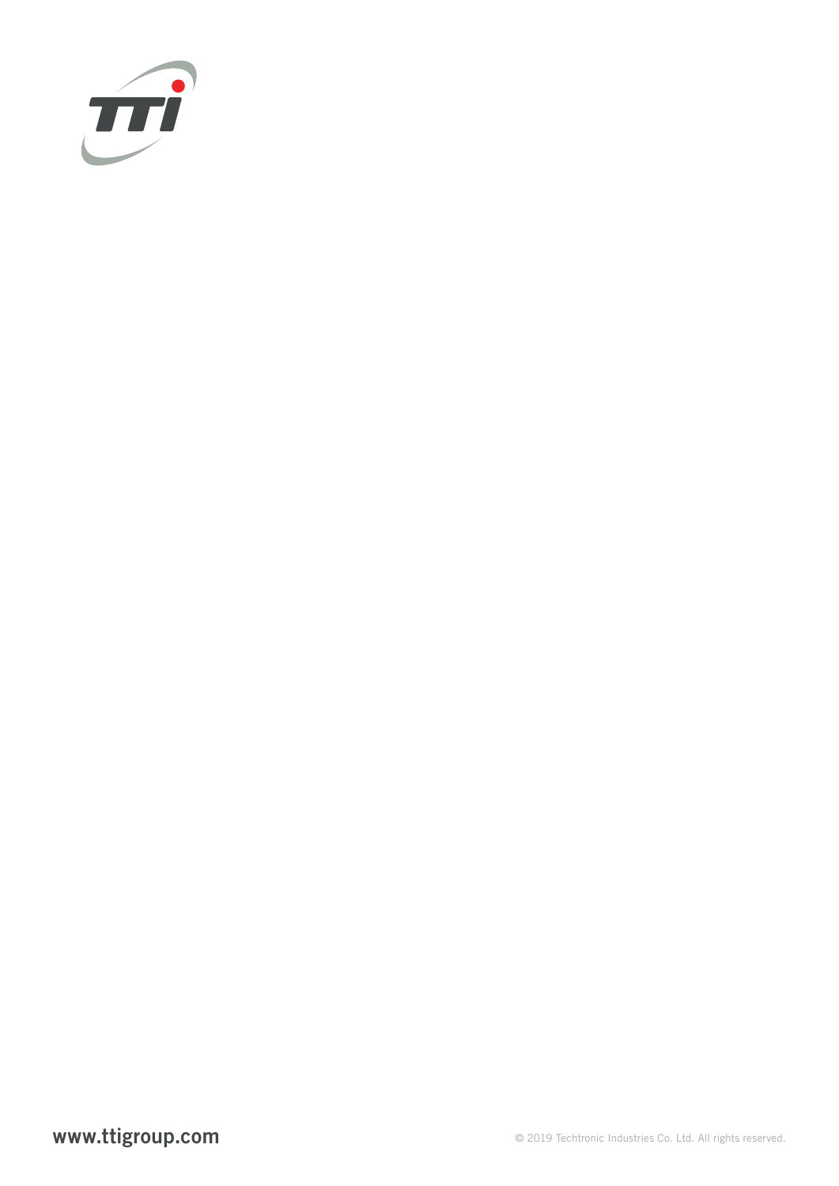**www.ttigroup.com**

© 2019 Techtronic Industries Co. Ltd. All rights reserved.